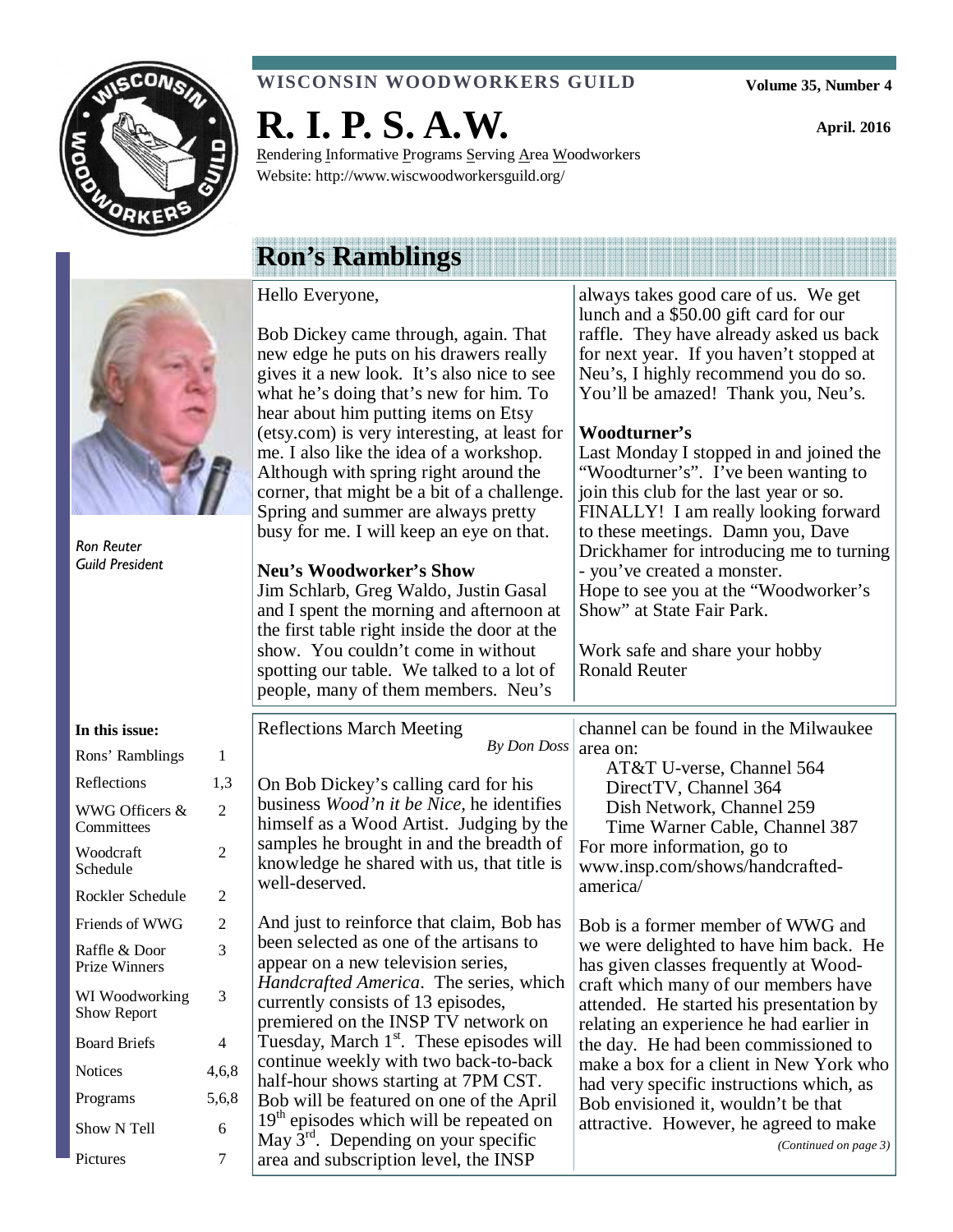**WISCONSIN WOODWORKERS GUILD**

Volume 35, Number 4

# R. I. P. S. A.W.

April. 2016

Rendering Informative Programs Serving Area Woodworkers

Website: http://www.wiscwoodworkersguild.org/

## Ron's Ramblings

*Ron Reuter*
*Guild President*

Hello Everyone,

Bob Dickey came through, again. That new edge he puts on his drawers really gives it a new look. It's also nice to see what he's doing that's new for him. To hear about him putting items on Etsy (etsy.com) is very interesting, at least for me. I also like the idea of a workshop. Although with spring right around the corner, that might be a bit of a challenge. Spring and summer are always pretty busy for me. I will keep an eye on that.

**Neu's Woodworker's Show**

Jim Schlarb, Greg Waldo, Justin Gasal and I spent the morning and afternoon at the first table right inside the door at the show. You couldn't come in without spotting our table. We talked to a lot of people, many of them members. Neu's always takes good care of us. We get lunch and a $50.00 gift card for our raffle. They have already asked us back for next year. If you haven't stopped at Neu's, I highly recommend you do so. You'll be amazed! Thank you, Neu's.

**Woodturner's**

Last Monday I stopped in and joined the "Woodturner's". I've been wanting to join this club for the last year or so. FINALLY! I am really looking forward to these meetings. Damn you, Dave Drickhamer for introducing me to turning - you've created a monster.

Hope to see you at the "Woodworker's Show" at State Fair Park.

Work safe and share your hobby
Ronald Reuter

**In this issue:**

| | |
|---|---|
| Rons' Ramblings | 1 |
| Reflections | 1,3 |
| WWG Officers & Committees | 2 |
| Woodcraft Schedule | 2 |
| Rockler Schedule | 2 |
| Friends of WWG | 2 |
| Raffle & Door Prize Winners | 3 |
| WI Woodworking Show Report | 3 |
| Board Briefs | 4 |
| Notices | 4,6,8 |
| Programs | 5,6,8 |
| Show N Tell | 6 |
| Pictures | 7 |

## Reflections March Meeting

*By Don Doss*

On Bob Dickey's calling card for his business *Wood'n it be Nice,* he identifies himself as a Wood Artist. Judging by the samples he brought in and the breadth of knowledge he shared with us, that title is well-deserved.

And just to reinforce that claim, Bob has been selected as one of the artisans to appear on a new television series, *Handcrafted America*. The series, which currently consists of 13 episodes, premiered on the INSP TV network on Tuesday, March 1st. These episodes will continue weekly with two back-to-back half-hour shows starting at 7PM CST. Bob will be featured on one of the April 19th episodes which will be repeated on May 3rd. Depending on your specific area and subscription level, the INSP channel can be found in the Milwaukee area on:

AT&T U-verse, Channel 564
DirectTV, Channel 364
Dish Network, Channel 259
Time Warner Cable, Channel 387

For more information, go to www.insp.com/shows/handcrafted-america/

Bob is a former member of WWG and we were delighted to have him back. He has given classes frequently at Wood-craft which many of our members have attended. He started his presentation by relating an experience he had earlier in the day. He had been commissioned to make a box for a client in New York who had very specific instructions which, as Bob envisioned it, wouldn't be that attractive. However, he agreed to make

*(Continued on page 3)*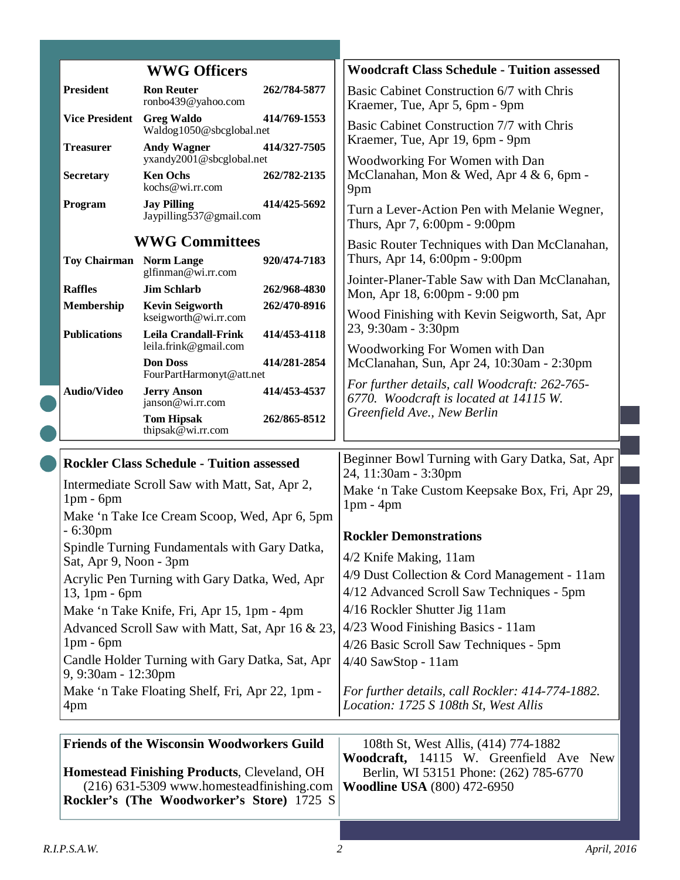## WWG Officers

| | | |
|---|---|---|
| **President** | **Ron Reuter** ronbo439@yahoo.com | **262/784-5877** |
| **Vice President** | **Greg Waldo** Waldog1050@sbcglobal.net | **414/769-1553** |
| **Treasurer** | **Andy Wagner** yxandy2001@sbcglobal.net | **414/327-7505** |
| **Secretary** | **Ken Ochs** kochs@wi.rr.com | **262/782-2135** |
| **Program** | **Jay Pilling** Jaypilling537@gmail.com | **414/425-5692** |

## WWG Committees

| | | |
|---|---|---|
| **Toy Chairman** | **Norm Lange** glfinman@wi.rr.com | **920/474-7183** |
| **Raffles** | **Jim Schlarb** | **262/968-4830** |
| **Membership** | **Kevin Seigworth** kseigworth@wi.rr.com | **262/470-8916** |
| **Publications** | **Leila Crandall-Frink** leila.frink@gmail.com | **414/453-4118** |
| | **Don Doss** FourPartHarmonyt@att.net | **414/281-2854** |
| **Audio/Video** | **Jerry Anson** janson@wi.rr.com | **414/453-4537** |
| | **Tom Hipsak** thipsak@wi.rr.com | **262/865-8512** |

## Woodcraft Class Schedule - Tuition assessed

Basic Cabinet Construction 6/7 with Chris Kraemer, Tue, Apr 5, 6pm - 9pm

Basic Cabinet Construction 7/7 with Chris Kraemer, Tue, Apr 19, 6pm - 9pm

Woodworking For Women with Dan McClanahan, Mon & Wed, Apr 4 & 6, 6pm - 9pm

Turn a Lever-Action Pen with Melanie Wegner, Thurs, Apr 7, 6:00pm - 9:00pm

Basic Router Techniques with Dan McClanahan, Thurs, Apr 14, 6:00pm - 9:00pm

Jointer-Planer-Table Saw with Dan McClanahan, Mon, Apr 18, 6:00pm - 9:00 pm

Wood Finishing with Kevin Seigworth, Sat, Apr 23, 9:30am - 3:30pm

Woodworking For Women with Dan McClanahan, Sun, Apr 24, 10:30am - 2:30pm

*For further details, call Woodcraft: 262-765-6770. Woodcraft is located at 14115 W. Greenfield Ave., New Berlin*

## Rockler Class Schedule - Tuition assessed

Intermediate Scroll Saw with Matt, Sat, Apr 2, 1pm - 6pm

Make 'n Take Ice Cream Scoop, Wed, Apr 6, 5pm - 6:30pm

Spindle Turning Fundamentals with Gary Datka, Sat, Apr 9, Noon - 3pm

Acrylic Pen Turning with Gary Datka, Wed, Apr 13, 1pm - 6pm

Make 'n Take Knife, Fri, Apr 15, 1pm - 4pm

Advanced Scroll Saw with Matt, Sat, Apr 16 & 23, 1pm - 6pm

Candle Holder Turning with Gary Datka, Sat, Apr 9, 9:30am - 12:30pm

Make 'n Take Floating Shelf, Fri, Apr 22, 1pm - 4pm

Beginner Bowl Turning with Gary Datka, Sat, Apr 24, 11:30am - 3:30pm

Make 'n Take Custom Keepsake Box, Fri, Apr 29, 1pm - 4pm

### Rockler Demonstrations

4/2 Knife Making, 11am

4/9 Dust Collection & Cord Management - 11am

4/12 Advanced Scroll Saw Techniques - 5pm

4/16 Rockler Shutter Jig 11am

4/23 Wood Finishing Basics - 11am

4/26 Basic Scroll Saw Techniques - 5pm

4/40 SawStop - 11am

*For further details, call Rockler: 414-774-1882. Location: 1725 S 108th St, West Allis*

## Friends of the Wisconsin Woodworkers Guild

**Homestead Finishing Products**, Cleveland, OH (216) 631-5309 www.homesteadfinishing.com

**Rockler's (The Woodworker's Store)** 1725 S 108th St, West Allis, (414) 774-1882

**Woodcraft,** 14115 W. Greenfield Ave New Berlin, WI 53151 Phone: (262) 785-6770

**Woodline USA** (800) 472-6950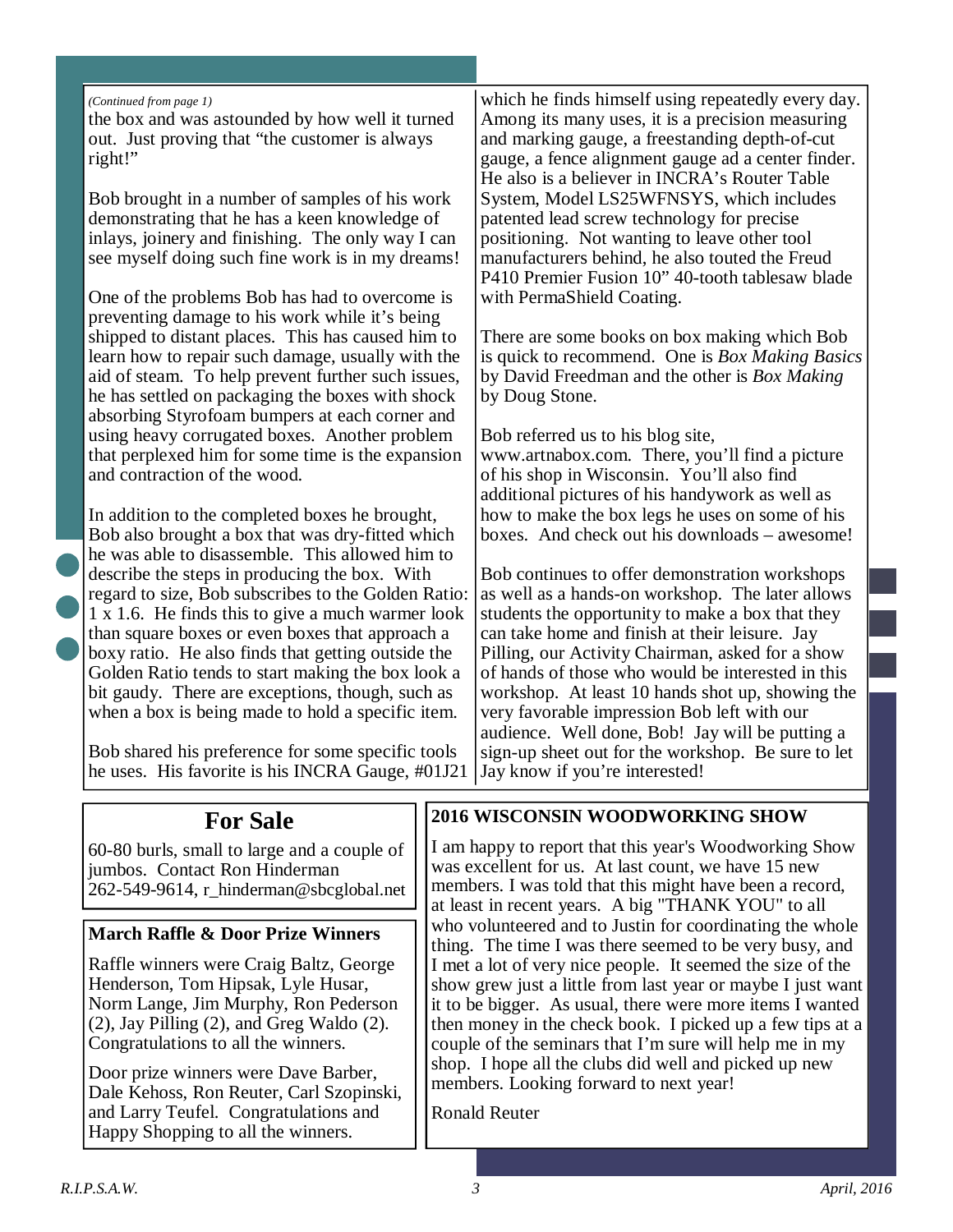*(Continued from page 1)*

the box and was astounded by how well it turned out. Just proving that "the customer is always right!"

Bob brought in a number of samples of his work demonstrating that he has a keen knowledge of inlays, joinery and finishing. The only way I can see myself doing such fine work is in my dreams!

One of the problems Bob has had to overcome is preventing damage to his work while it's being shipped to distant places. This has caused him to learn how to repair such damage, usually with the aid of steam. To help prevent further such issues, he has settled on packaging the boxes with shock absorbing Styrofoam bumpers at each corner and using heavy corrugated boxes. Another problem that perplexed him for some time is the expansion and contraction of the wood.

In addition to the completed boxes he brought, Bob also brought a box that was dry-fitted which he was able to disassemble. This allowed him to describe the steps in producing the box. With regard to size, Bob subscribes to the Golden Ratio: 1 x 1.6. He finds this to give a much warmer look than square boxes or even boxes that approach a boxy ratio. He also finds that getting outside the Golden Ratio tends to start making the box look a bit gaudy. There are exceptions, though, such as when a box is being made to hold a specific item.

Bob shared his preference for some specific tools he uses. His favorite is his INCRA Gauge, #01J21 which he finds himself using repeatedly every day. Among its many uses, it is a precision measuring and marking gauge, a freestanding depth-of-cut gauge, a fence alignment gauge ad a center finder. He also is a believer in INCRA's Router Table System, Model LS25WFNSYS, which includes patented lead screw technology for precise positioning. Not wanting to leave other tool manufacturers behind, he also touted the Freud P410 Premier Fusion 10" 40-tooth tablesaw blade with PermaShield Coating.

There are some books on box making which Bob is quick to recommend. One is *Box Making Basics* by David Freedman and the other is *Box Making* by Doug Stone.

Bob referred us to his blog site, www.artnabox.com. There, you'll find a picture of his shop in Wisconsin. You'll also find additional pictures of his handywork as well as how to make the box legs he uses on some of his boxes. And check out his downloads – awesome!

Bob continues to offer demonstration workshops as well as a hands-on workshop. The later allows students the opportunity to make a box that they can take home and finish at their leisure. Jay Pilling, our Activity Chairman, asked for a show of hands of those who would be interested in this workshop. At least 10 hands shot up, showing the very favorable impression Bob left with our audience. Well done, Bob! Jay will be putting a sign-up sheet out for the workshop. Be sure to let Jay know if you're interested!

## For Sale

60-80 burls, small to large and a couple of jumbos. Contact Ron Hinderman 262-549-9614, r_hinderman@sbcglobal.net

### March Raffle & Door Prize Winners

Raffle winners were Craig Baltz, George Henderson, Tom Hipsak, Lyle Husar, Norm Lange, Jim Murphy, Ron Pederson (2), Jay Pilling (2), and Greg Waldo (2). Congratulations to all the winners.

Door prize winners were Dave Barber, Dale Kehoss, Ron Reuter, Carl Szopinski, and Larry Teufel. Congratulations and Happy Shopping to all the winners.

### 2016 WISCONSIN WOODWORKING SHOW

I am happy to report that this year's Woodworking Show was excellent for us. At last count, we have 15 new members. I was told that this might have been a record, at least in recent years. A big "THANK YOU" to all who volunteered and to Justin for coordinating the whole thing. The time I was there seemed to be very busy, and I met a lot of very nice people. It seemed the size of the show grew just a little from last year or maybe I just want it to be bigger. As usual, there were more items I wanted then money in the check book. I picked up a few tips at a couple of the seminars that I'm sure will help me in my shop. I hope all the clubs did well and picked up new members. Looking forward to next year!

Ronald Reuter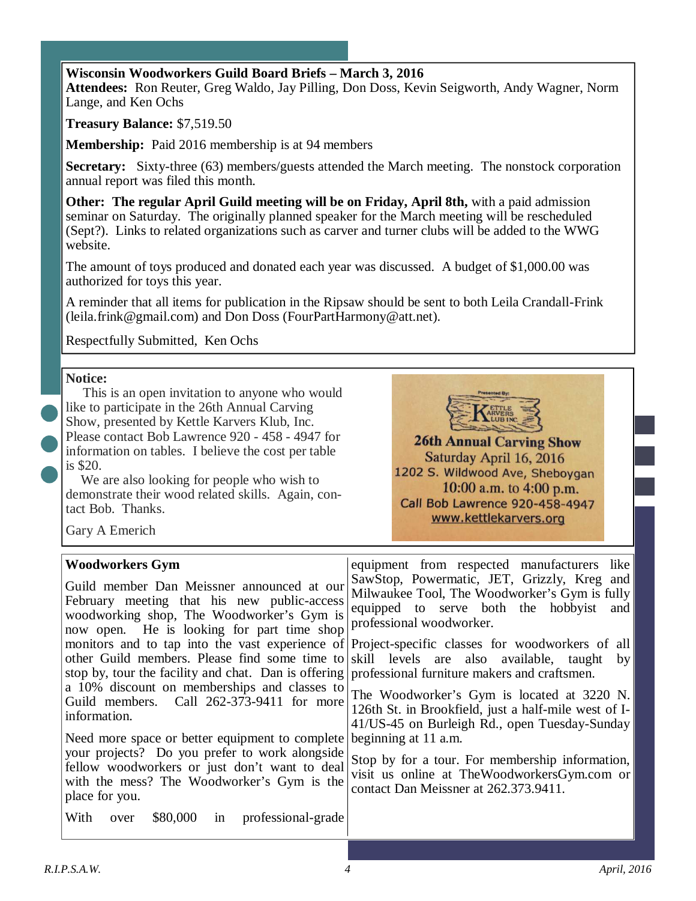## Wisconsin Woodworkers Guild Board Briefs – March 3, 2016

**Attendees:** Ron Reuter, Greg Waldo, Jay Pilling, Don Doss, Kevin Seigworth, Andy Wagner, Norm Lange, and Ken Ochs

**Treasury Balance:** $7,519.50

**Membership:** Paid 2016 membership is at 94 members

**Secretary:** Sixty-three (63) members/guests attended the March meeting. The nonstock corporation annual report was filed this month.

**Other: The regular April Guild meeting will be on Friday, April 8th,** with a paid admission seminar on Saturday. The originally planned speaker for the March meeting will be rescheduled (Sept?). Links to related organizations such as carver and turner clubs will be added to the WWG website.

The amount of toys produced and donated each year was discussed. A budget of $1,000.00 was authorized for toys this year.

A reminder that all items for publication in the Ripsaw should be sent to both Leila Crandall-Frink (leila.frink@gmail.com) and Don Doss (FourPartHarmony@att.net).

Respectfully Submitted, Ken Ochs

**Notice:**

This is an open invitation to anyone who would like to participate in the 26th Annual Carving Show, presented by Kettle Karvers Klub, Inc. Please contact Bob Lawrence 920 - 458 - 4947 for information on tables. I believe the cost per table is $20.

We are also looking for people who wish to demonstrate their wood related skills. Again, contact Bob. Thanks.

Gary A Emerich

Presented By: Kettle Karvers Klub Inc

**26th Annual Carving Show**
Saturday April 16, 2016
1202 S. Wildwood Ave, Sheboygan
10:00 a.m. to 4:00 p.m.
Call Bob Lawrence 920-458-4947
www.kettlekarvers.org

## Woodworkers Gym

Guild member Dan Meissner announced at our February meeting that his new public-access woodworking shop, The Woodworker's Gym is now open. He is looking for part time shop monitors and to tap into the vast experience of other Guild members. Please find some time to stop by, tour the facility and chat. Dan is offering a 10% discount on memberships and classes to Guild members. Call 262-373-9411 for more information.

Need more space or better equipment to complete your projects? Do you prefer to work alongside fellow woodworkers or just don't want to deal with the mess? The Woodworker's Gym is the place for you.

With over $80,000 in professional-grade equipment from respected manufacturers like SawStop, Powermatic, JET, Grizzly, Kreg and Milwaukee Tool, The Woodworker's Gym is fully equipped to serve both the hobbyist and professional woodworker.

Project-specific classes for woodworkers of all skill levels are also available, taught by professional furniture makers and craftsmen.

The Woodworker's Gym is located at 3220 N. 126th St. in Brookfield, just a half-mile west of I-41/US-45 on Burleigh Rd., open Tuesday-Sunday beginning at 11 a.m.

Stop by for a tour. For membership information, visit us online at TheWoodworkersGym.com or contact Dan Meissner at 262.373.9411.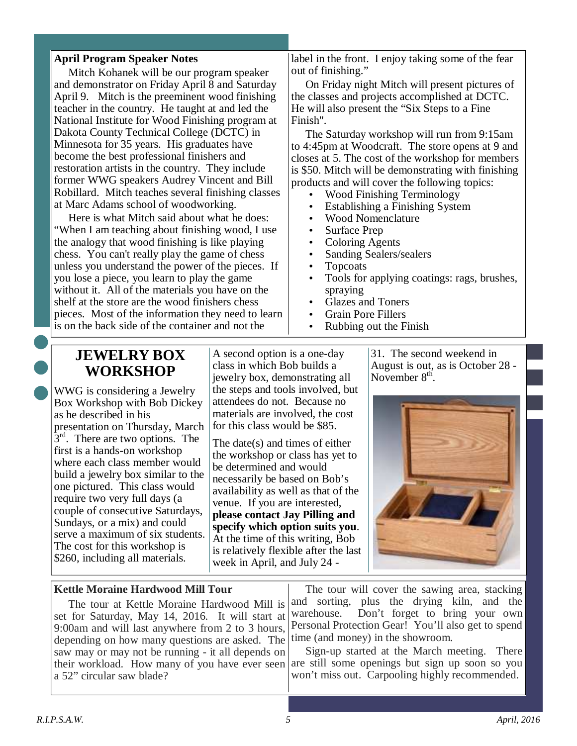## April Program Speaker Notes

Mitch Kohanek will be our program speaker and demonstrator on Friday April 8 and Saturday April 9. Mitch is the preeminent wood finishing teacher in the country. He taught at and led the National Institute for Wood Finishing program at Dakota County Technical College (DCTC) in Minnesota for 35 years. His graduates have become the best professional finishers and restoration artists in the country. They include former WWG speakers Audrey Vincent and Bill Robillard. Mitch teaches several finishing classes at Marc Adams school of woodworking.

Here is what Mitch said about what he does: "When I am teaching about finishing wood, I use the analogy that wood finishing is like playing chess. You can't really play the game of chess unless you understand the power of the pieces. If you lose a piece, you learn to play the game without it. All of the materials you have on the shelf at the store are the wood finishers chess pieces. Most of the information they need to learn is on the back side of the container and not the label in the front. I enjoy taking some of the fear out of finishing."

On Friday night Mitch will present pictures of the classes and projects accomplished at DCTC. He will also present the "Six Steps to a Fine Finish".

The Saturday workshop will run from 9:15am to 4:45pm at Woodcraft. The store opens at 9 and closes at 5. The cost of the workshop for members is $50. Mitch will be demonstrating with finishing products and will cover the following topics:

- Wood Finishing Terminology
- Establishing a Finishing System
- Wood Nomenclature
- Surface Prep
- Coloring Agents
- Sanding Sealers/sealers
- Topcoats
- Tools for applying coatings: rags, brushes, spraying
- Glazes and Toners
- Grain Pore Fillers
- Rubbing out the Finish

## JEWELRY BOX WORKSHOP

WWG is considering a Jewelry Box Workshop with Bob Dickey as he described in his presentation on Thursday, March 3rd. There are two options. The first is a hands-on workshop where each class member would build a jewelry box similar to the one pictured. This class would require two very full days (a couple of consecutive Saturdays, Sundays, or a mix) and could serve a maximum of six students. The cost for this workshop is $260, including all materials.

A second option is a one-day class in which Bob builds a jewelry box, demonstrating all the steps and tools involved, but attendees do not. Because no materials are involved, the cost for this class would be $85.

The date(s) and times of either the workshop or class has yet to be determined and would necessarily be based on Bob's availability as well as that of the venue. If you are interested, **please contact Jay Pilling and specify which option suits you**. At the time of this writing, Bob is relatively flexible after the last week in April, and July 24 - 31. The second weekend in August is out, as is October 28 - November 8th.

## Kettle Moraine Hardwood Mill Tour

The tour at Kettle Moraine Hardwood Mill is set for Saturday, May 14, 2016. It will start at 9:00am and will last anywhere from 2 to 3 hours, depending on how many questions are asked. The saw may or may not be running - it all depends on their workload. How many of you have ever seen a 52" circular saw blade?

The tour will cover the sawing area, stacking and sorting, plus the drying kiln, and the warehouse. Don't forget to bring your own Personal Protection Gear! You'll also get to spend time (and money) in the showroom.

Sign-up started at the March meeting. There are still some openings but sign up soon so you won't miss out. Carpooling highly recommended.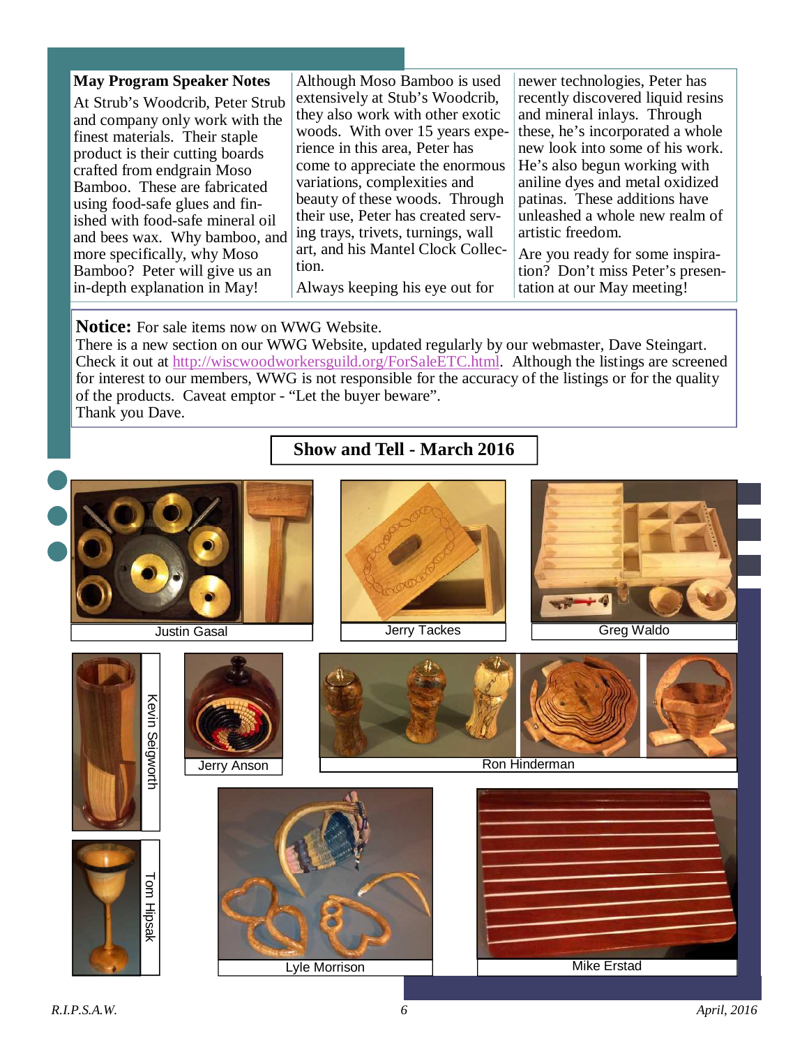## May Program Speaker Notes

At Strub's Woodcrib, Peter Strub and company only work with the finest materials. Their staple product is their cutting boards crafted from endgrain Moso Bamboo. These are fabricated using food-safe glues and finished with food-safe mineral oil and bees wax. Why bamboo, and more specifically, why Moso Bamboo? Peter will give us an in-depth explanation in May!

Although Moso Bamboo is used extensively at Stub's Woodcrib, they also work with other exotic woods. With over 15 years experience in this area, Peter has come to appreciate the enormous variations, complexities and beauty of these woods. Through their use, Peter has created serving trays, trivets, turnings, wall art, and his Mantel Clock Collection.

Always keeping his eye out for newer technologies, Peter has recently discovered liquid resins and mineral inlays. Through these, he's incorporated a whole new look into some of his work. He's also begun working with aniline dyes and metal oxidized patinas. These additions have unleashed a whole new realm of artistic freedom.

Are you ready for some inspiration? Don't miss Peter's presentation at our May meeting!

**Notice:** For sale items now on WWG Website.
There is a new section on our WWG Website, updated regularly by our webmaster, Dave Steingart. Check it out at http://wiscwoodworkersguild.org/ForSaleETC.html. Although the listings are screened for interest to our members, WWG is not responsible for the accuracy of the listings or for the quality of the products. Caveat emptor - "Let the buyer beware".
Thank you Dave.

## Show and Tell - March 2016

Justin Gasal

Jerry Tackes

Greg Waldo

Kevin Seigworth

Jerry Anson

Ron Hinderman

Tom Hipsak

Lyle Morrison

Mike Erstad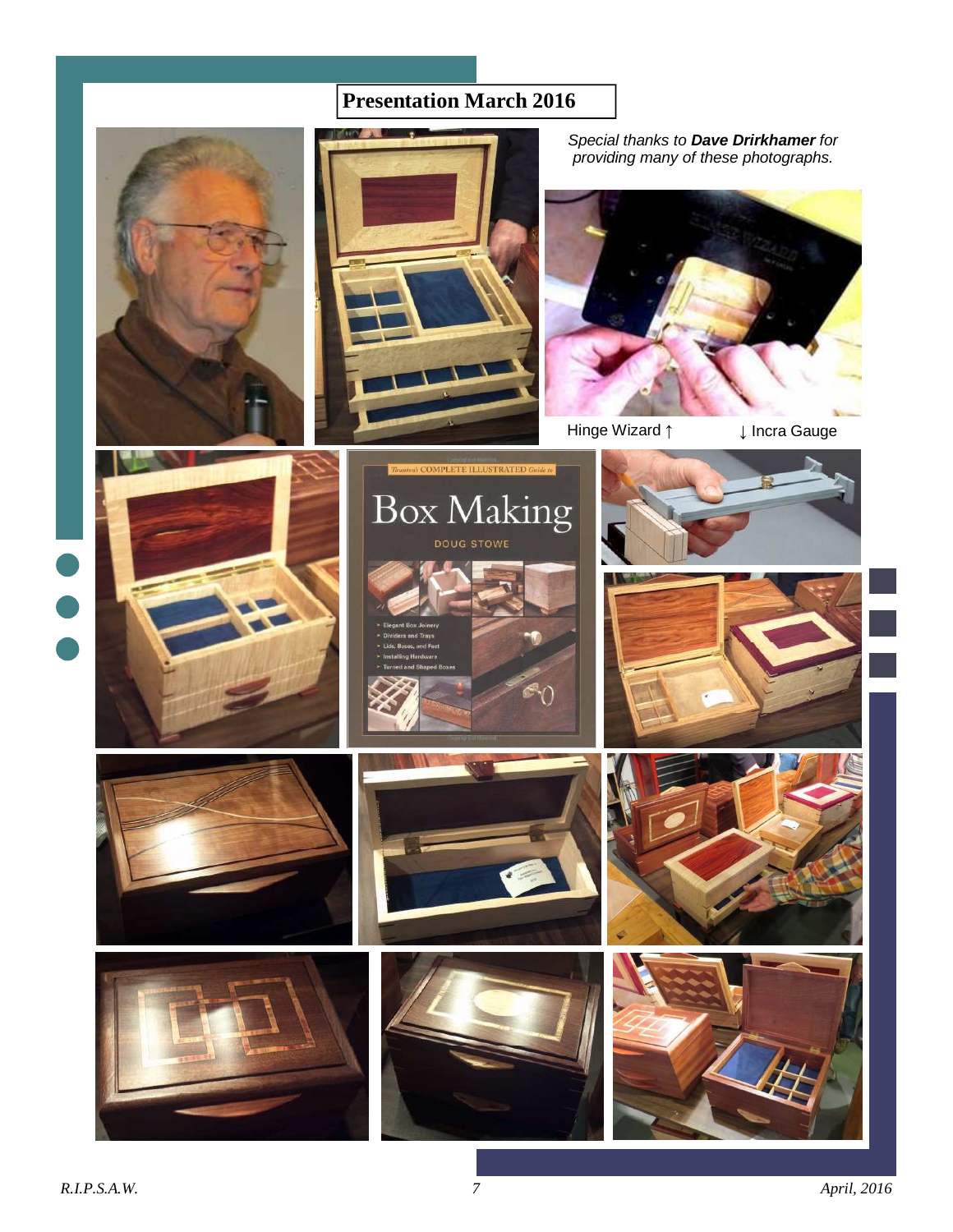## Presentation March 2016

*Special thanks to **Dave Drirkhamer** for providing many of these photographs.*

Hinge Wizard ↑

↓ Incra Gauge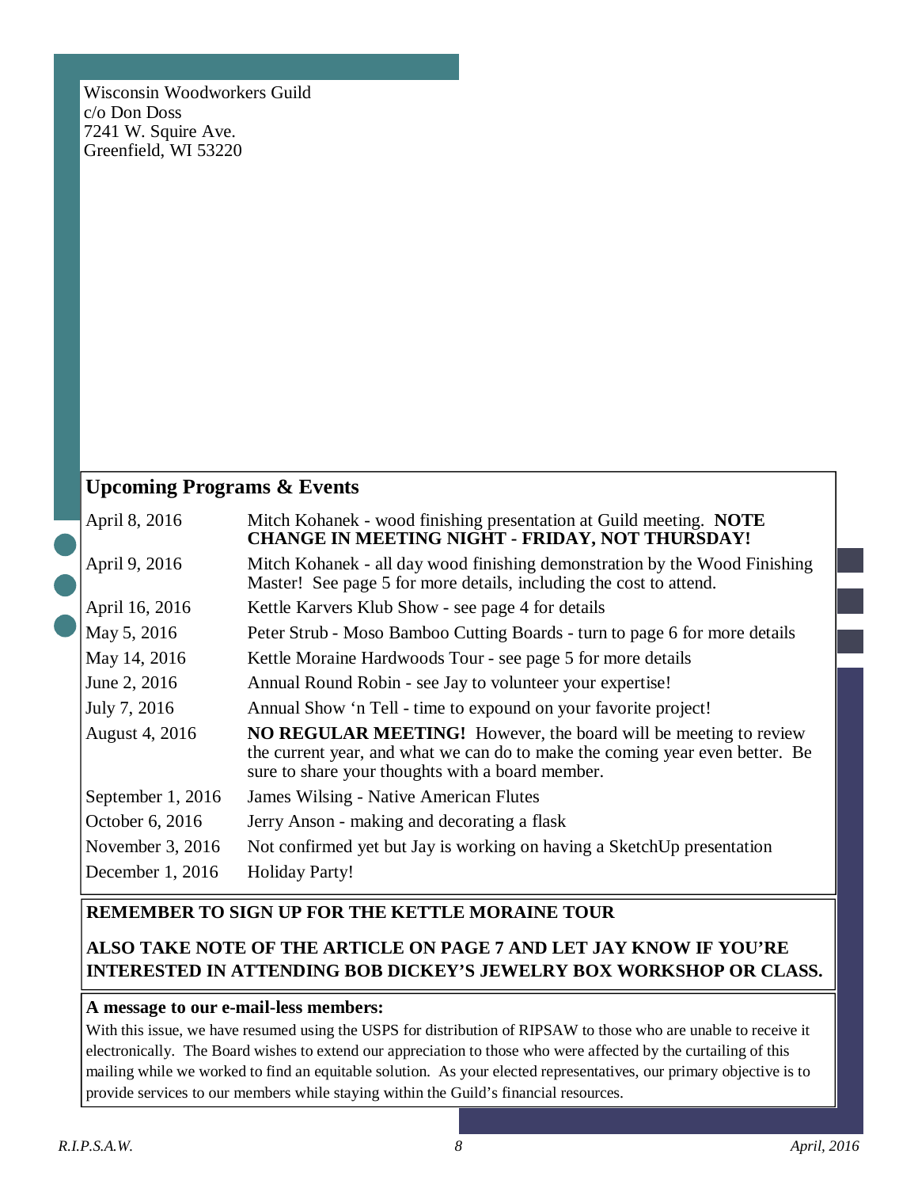Wisconsin Woodworkers Guild
c/o Don Doss
7241 W. Squire Ave.
Greenfield, WI 53220

## Upcoming Programs & Events

| | |
|---|---|
| April 8, 2016 | Mitch Kohanek - wood finishing presentation at Guild meeting. **NOTE CHANGE IN MEETING NIGHT - FRIDAY, NOT THURSDAY!** |
| April 9, 2016 | Mitch Kohanek - all day wood finishing demonstration by the Wood Finishing Master! See page 5 for more details, including the cost to attend. |
| April 16, 2016 | Kettle Karvers Klub Show - see page 4 for details |
| May 5, 2016 | Peter Strub - Moso Bamboo Cutting Boards - turn to page 6 for more details |
| May 14, 2016 | Kettle Moraine Hardwoods Tour - see page 5 for more details |
| June 2, 2016 | Annual Round Robin - see Jay to volunteer your expertise! |
| July 7, 2016 | Annual Show 'n Tell - time to expound on your favorite project! |
| August 4, 2016 | **NO REGULAR MEETING!** However, the board will be meeting to review the current year, and what we can do to make the coming year even better. Be sure to share your thoughts with a board member. |
| September 1, 2016 | James Wilsing - Native American Flutes |
| October 6, 2016 | Jerry Anson - making and decorating a flask |
| November 3, 2016 | Not confirmed yet but Jay is working on having a SketchUp presentation |
| December 1, 2016 | Holiday Party! |

**REMEMBER TO SIGN UP FOR THE KETTLE MORAINE TOUR**

**ALSO TAKE NOTE OF THE ARTICLE ON PAGE 7 AND LET JAY KNOW IF YOU'RE INTERESTED IN ATTENDING BOB DICKEY'S JEWELRY BOX WORKSHOP OR CLASS.**

**A message to our e-mail-less members:**

With this issue, we have resumed using the USPS for distribution of RIPSAW to those who are unable to receive it electronically. The Board wishes to extend our appreciation to those who were affected by the curtailing of this mailing while we worked to find an equitable solution. As your elected representatives, our primary objective is to provide services to our members while staying within the Guild's financial resources.